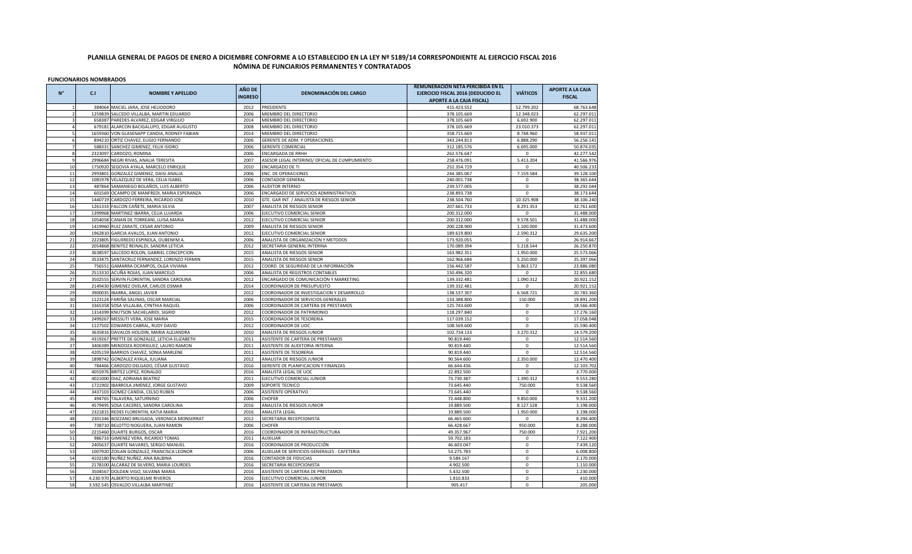## PLANILLA GENERAL DE PAGOS DE ENERO A DICIEMBRE CONFORME A LO ESTABLECIDO EN LA LEY Nº 5189/14 CORRESPONDIENTE AL EJERCICIO FISCAL 2016
## NÓMINA DE FUNCIARIOS PERMANENTES Y CONTRATADOS

**FUNCIONARIOS NOMBRADOS**

| N° | C.I | NOMBRE Y APELLIDO | AÑO DE INGRESO | DENOMINACIÓN DEL CARGO | REMUNERACIÓN NETA PERCIBIDA EN EL EJERCICIO FISCAL 2016 (DEDUCIDO EL APORTE A LA CAJA FISCAL) | VIÁTICOS | APORTE A LA CAJA FISCAL |
|---|---|---|---|---|---|---|---|
| 1 | 384064 | MACIEL JARA, JOSE HELIODORO | 2012 | PRESIDENTE | 415.423.552 | 52.799.202 | 68.763.648 |
| 2 | 1259839 | SALCEDO VILLALBA, MARTIN EDUARDO | 2006 | MIEMBRO DEL DIRECTORIO | 378.105.669 | 12.348.023 | 62.297.011 |
| 3 | 658387 | PAREDES ALVAREZ, EDGAR VIRGILIO | 2014 | MIEMBRO DEL DIRECTORIO | 378.105.669 | 6.692.900 | 62.297.011 |
| 4 | 679181 | ALARCON BACIGALUPO, EDGAR AUGUSTO | 2008 | MIEMBRO DEL DIRECTORIO | 378.105.669 | 23.010.373 | 62.297.011 |
| 5 | 1659360 | VON GLASENAPP CANDIA, RODNEY FABIAN | 2014 | MIEMBRO DEL DIRECTORIO | 358.715.669 | 8.748.960 | 58.937.011 |
| 6 | 894210 | ORTIZ CHAVEZ, ELIGIO FERNANDO | 2006 | GERENTE DE ADM. Y OPERACIONES | 343.244.813 | 6.888.290 | 56.256.141 |
| 7 | 588331 | SANCHEZ GIMENEZ, FELIX ISIDRO | 2006 | GERENTE COMERCIAL | 312.185.576 | 6.695.000 | 50.874.035 |
| 8 | 2323097 | CARDOZO, ROMINA | 2006 | ENCARGADA DE RRHH | 262.576.647 | 0 | 42.277.542 |
| 9 | 2996684 | NEGRI RIVAS, ANALIA TERESITA | 2007 | ASESOR LEGAL INTERINO/ OFICIAL DE CUMPLIMIENTO | 258.476.091 | 5.413.204 | 41.566.976 |
| 10 | 1750920 | SEGOVIA AYALA, MARCELO ENRIQUE | 2010 | ENCARGADO DE TI | 252.354.719 | 0 | 40.506.233 |
| 11 | 2993801 | GONZALEZ GIMENEZ, DAISI ANALIA | 2006 | ENC. DE OPERACIONES | 244.385.067 | 7.159.584 | 39.128.100 |
| 12 | 1081978 | VELAZQUEZ DE VERA, CELIA ISABEL | 2006 | CONTADOR GENERAL | 240.001.738 | 0 | 38.365.644 |
| 13 | 487864 | SAMANIEGO BOLAÑOS, LUIS ALBERTO | 2006 | AUDITOR INTERNO | 239.577.005 | 0 | 38.292.044 |
| 14 | 601569 | OCAMPO DE MANFREDI, MARIA ESPERANZA | 2006 | ENCARGADO DE SERVICIOS ADMINISTRATIVOS | 238.893.738 | 0 | 38.173.644 |
| 15 | 1440719 | CARDOZO FERREIRA, RICARDO JOSE | 2010 | GTE. GAR INT. / ANALISTA DE RIESGOS SENIOR | 238.504.760 | 10.325.908 | 38.106.240 |
| 16 | 1261333 | FALCON CAÑETE, MARIA SILVIA | 2007 | ANALISTA DE RIESGOS SENIOR | 207.661.733 | 8.291.353 | 32.761.600 |
| 17 | 1399968 | MARTINEZ IBARRA, CELIA LUJARDA | 2006 | EJECUTIVO COMERCIAL SENIOR | 200.312.000 | 0 | 31.488.000 |
| 18 | 1054058 | CANAN DE TORREANI, LUISA MARIA | 2012 | EJECUTIVO COMERCIAL SENIOR | 200.312.000 | 9.578.501 | 31.488.000 |
| 19 | 1419960 | RUIZ ZARATE, CESAR ANTONIO | 2009 | ANALISTA DE RIESGOS SENIOR | 200.228.900 | 1.100.000 | 31.473.600 |
| 20 | 1962810 | GARCIA AVALOS, JUAN ANTONIO | 2012 | EJECUTIVO COMERCIAL SENIOR | 189.619.800 | 2.590.312 | 29.635.200 |
| 21 | 2223805 | FIGUEREDO ESPINOLA, OUBENFM A. | 2006 | ANALISTA DE ORGANIZACION Y METODOS | 173.920.055 | 0 | 26.914.667 |
| 22 | 2054868 | BENITEZ REINALDI, SANDRA LETICIA | 2012 | SECRETARIA GENERAL INTERINA | 170.089.394 | 5.218.544 | 26.250.870 |
| 23 | 3638597 | SALCEDO ROLON, GABRIEL CONCEPCION | 2015 | ANALISTA DE RIESGOS SENIOR | 163.982.351 | 1.950.000 | 25.573.066 |
| 24 | 3533475 | SANTACRUZ FERNANDEZ, LORENZO FERMIN | 2015 | ANALISTA DE RIESGOS SENIOR | 162.966.684 | 5.250.000 | 25.397.066 |
| 25 | 756551 | GAMARRA OCAMPOS, OLGA VIVIANA | 2012 | COORD. DE SEGURIDAD DE LA INFORMACIÓN | 156.442.587 | 5.863.172 | 23.886.080 |
| 26 | 2513310 | ACUÑA ROJAS, JUAN MARCELO | 2006 | ANALISTA DE REGISTROS CONTABLES | 150.496.320 | 0 | 22.855.680 |
| 27 | 3502555 | SERVIN FLORENTIN, SANDRA CAROLINA | 2012 | ENCARGADO DE COMUNICACIÓN Y MARKETING | 139.332.481 | 1.090.312 | 20.921.152 |
| 28 | 2149430 | GIMENEZ OVELAR, CARLOS OSMAR | 2014 | COORDINADOR DE PRESUPUESTO | 139.332.481 | 0 | 20.921.152 |
| 29 | 3900035 | IBARRA, ANGEL JAVIER | 2012 | COORDINADOR DE INVESTIGACION Y DESARROLLO | 138.537.307 | 6.568.721 | 20.783.360 |
| 30 | 1123124 | FARIÑA SALINAS, OSCAR MARCIAL | 2006 | COORDINADOR DE SERVICIOS GENERALES | 133.388.800 | 150.000 | 19.891.200 |
| 31 | 3365358 | SOSA VILLALBA, CYNTHIA RAQUEL | 2006 | COORDINADOR DE CARTERA DE PRESTAMOS | 125.743.600 | 0 | 18.566.400 |
| 32 | 1314399 | KNUTSON SACHELARIDI, SIGRID | 2012 | COORDINADOR DE PATRIMONIO | 118.297.840 | 0 | 17.276.160 |
| 33 | 2499267 | MESSUTI VERA, JOSE MARIA | 2015 | COORDINADOR DE TESORERIA | 117.039.152 | 0 | 17.058.048 |
| 34 | 1127502 | EDWARDS CABRAL, RUDY DAVID | 2012 | COORDINADOR DE UOC | 108.569.600 | 0 | 15.590.400 |
| 35 | 3635816 | DAVALOS HOUDIN, MARIA ALEJANDRA | 2010 | ANALISTA DE RIESGOS JUNIOR | 102.734.133 | 3.270.312 | 14.579.200 |
| 36 | 4319267 | PRETTE DE GONZALEZ, LETICIA ELIZABETH | 2011 | ASISTENTE DE CARTERA DE PRESTAMOS | 90.819.440 | 0 | 12.514.560 |
| 37 | 3406389 | MENDOZA RODRIGUEZ, LAURO RAMON | 2011 | ASISTENTE DE AUDITORIA INTERNA | 90.819.440 | 0 | 12.514.560 |
| 38 | 4205159 | BARRIOS CHAVEZ, SONIA MARLENE | 2011 | ASISTENTE DE TESORERIA | 90.819.440 | 0 | 12.514.560 |
| 39 | 1898742 | GONZALEZ AYALA, JULIANA | 2012 | ANALISTA DE RIESGOS JUNIOR | 90.564.600 | 2.350.000 | 12.470.400 |
| 40 | 784466 | CARDOZO DELGADO, CÉSAR GUSTAVO | 2016 | GERENTE DE PLANIFICACION Y FINANZAS | 66.644.436 | 0 | 12.103.702 |
| 41 | 4055976 | BRITEZ LOPEZ, RONALDO | 2016 | ANALISTA LEGAL DE UOC | 22.892.500 | 0 | 3.770.000 |
| 42 | 4021000 | DIAZ, ADRIANA BEATRIZ | 2011 | EJECUTIVO COMERCIAL JUNIOR | 73.730.387 | 1.390.312 | 9.553.280 |
| 43 | 1721902 | IBARROLA JIMENEZ, JORGE GUSTAVO | 2009 | SOPORTE TECNICO | 73.645.440 | 750.000 | 9.538.560 |
| 44 | 3437103 | GOMEZ CANDIA, CELSO RUBEN | 2006 | ASISTENTE OPERATIVO | 73.645.440 | 0 | 9.538.560 |
| 45 | 494765 | TALAVERA, SATURNINO | 2006 | CHOFER | 72.448.800 | 9.850.000 | 9.331.200 |
| 46 | 4579495 | SOSA CACERES, SANDRA CAROLINA | 2016 | ANALISTA DE RIESGOS JUNIOR | 19.889.500 | 8.127.528 | 3.198.000 |
| 47 | 2321815 | REDES FLORENTIN, KATIA MARIA | 2016 | ANALISTA LEGAL | 19.889.500 | 1.950.000 | 3.198.000 |
| 48 | 2301346 | BOZZANO BRUGADA, VERONICA MONSERRAT | 2012 | SECRETARIA RECEPCIONISTA | 66.465.600 | 0 | 8.294.400 |
| 49 | 738710 | BELOTTO NOGUERA, JUAN RAMON | 2006 | CHOFER | 66.428.667 | 950.000 | 8.288.000 |
| 50 | 2215460 | DUARTE BURGOS, OSCAR | 2016 | COORDINADOR DE INFRAESTRUCTURA | 49.357.967 | 750.000 | 7.921.200 |
| 51 | 986733 | GIMENEZ VERA, RICARDO TOMAS | 2011 | AUXILIAR | 59.702.183 | 0 | 7.122.400 |
| 52 | 2405637 | DUARTE NAVARES, SERGIO MANUEL | 2016 | COORDINADOR DE PRODUCCIÓN | 46.603.047 | 0 | 7.439.120 |
| 53 | 1007920 | ZOILAN GONZALEZ, FRANCISCA LEONOR | 2006 | AUXILIAR DE SERVICIOS GENERALES - CAFETERIA | 53.275.783 | 0 | 6.008.800 |
| 54 | 4102180 | NUÑEZ NUÑEZ, ANA BALBINA | 2016 | CONTADOR DE FIDUCIAS | 9.584.167 | 0 | 2.170.000 |
| 55 | 2178100 | ALCARAZ DE SILVERO, MARIA LOURDES | 2016 | SECRETARIA RECEPCIONISTA | 4.902.500 | 0 | 1.110.000 |
| 56 | 3504567 | DOLDAN VIGO, SILVANA MARIA | 2016 | ASISTENTE DE CARTERA DE PRESTAMOS | 5.432.500 | 0 | 1.230.000 |
| 57 | 4.230.970 | ALBERTO RIQUELME RIVEROS | 2016 | EJECUTIVO COMERCIAL JUNIOR | 1.810.833 | 0 | 410.000 |
| 58 | 3.592.545 | OSVALDO VILLALBA MARTINEZ | 2016 | ASISTENTE DE CARTERA DE PRESTAMOS | 905.417 | 0 | 205.000 |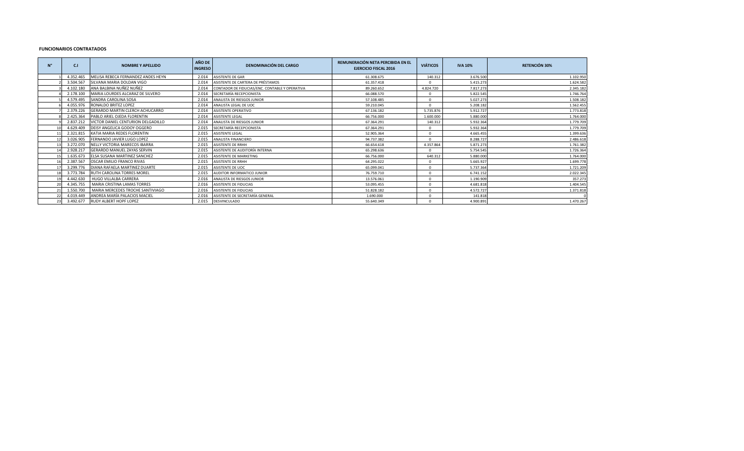**FUNCIONARIOS CONTRATADOS**

| N° | C.I | NOMBRE Y APELLIDO | AÑO DE INGRESO | DENOMINACIÓN DEL CARGO | REMUNERACIÓN NETA PERCIBIDA EN EL EJERCICIO FISCAL 2016 | VIÁTICOS | IVA 10% | RETENCIÓN 30% |
|---|---|---|---|---|---|---|---|---|
| 1 | 4.352.465 | MELISA REBECA FERNANDEZ ANDES HEYN | 2.014 | ASISTENTE DE GAR | 61.308.675 | 140.312 | 3.676.500 | 1.102.950 |
| 2 | 3.504.567 | SILVANA MARIA DOLDAN VIGO | 2.014 | ASISTENTE DE CARTERA DE PRÉSTAMOS | 61.357.418 | 0 | 5.415.273 | 1.624.582 |
| 3 | 4.102.180 | ANA BALBINA NUÑEZ NUÑEZ | 2.014 | CONTADOR DE FIDUCIAS/ENC. CONTABLE Y OPERATIVA | 89.260.652 | 4.824.720 | 7.817.273 | 2.345.182 |
| 4 | 2.178.100 | MARIA LOURDES ALCARAZ DE SILVERO | 2.014 | SECRETARÍA RECEPCIONISTA | 66.088.570 | 0 | 5.822.545 | 1.746.764 |
| 5 | 4.579.495 | SANDRA CAROLINA SOSA | 2.014 | ANALISTA DE RIESGOS JUNIOR | 57.108.485 | 0 | 5.027.273 | 1.508.182 |
| 6 | 4.055.976 | RONALDO BRITEZ LOPEZ | 2.014 | ANALISTA LEGAL DE UOC | 59.210.045 | 0 | 5.208.182 | 1.562.455 |
| 7 | 2.379.226 | GERARDO MARTIN CLERCH ACHUCARRO | 2.014 | ASISTENTE OPERATIVO | 67.136.182 | 5.735.876 | 5.912.727 | 1.773.818 |
| 8 | 2.425.364 | PABLO ARIEL OJEDA FLORENTIN | 2.014 | ASISTENTE LEGAL | 66.756.000 | 1.600.000 | 5.880.000 | 1.764.000 |
| 9 | 2.837.212 | VICTOR DANIEL CENTURION DELGADILLO | 2.014 | ANALISTA DE RIESGOS JUNIOR | 67.364.291 | 140.312 | 5.932.364 | 1.779.709 |
| 10 | 4.629.409 | DEISY ANGELICA GODOY OGGERO | 2.015 | SECRETARÍA RECEPCIONISTA | 67.364.291 | 0 | 5.932.364 | 1.779.709 |
| 11 | 2.321.815 | KATIA MARIA REDES FLORENTIN | 2.015 | ASISTENTE LEGAL | 52.905.364 | 0 | 4.665.455 | 1.399.636 |
| 12 | 3.026.905 | FERNANDO JAVIER LUGO LOPEZ | 2.015 | ANALISTA FINANCIERO | 94.737.382 | 0 | 8.288.727 | 2.486.618 |
| 13 | 3.272.070 | NELLY VICTORIA MARECOS IBARRA | 2.015 | ASISTENTE DE RRHH | 66.654.618 | 4.357.864 | 5.871.273 | 1.761.382 |
| 14 | 2.928.217 | GERARDO MANUEL ZAYAS SERVIN | 2.015 | ASISTENTE DE AUDITORÍA INTERNA | 65.298.636 | 0 | 5.754.545 | 1.726.364 |
| 15 | 1.635.673 | ELSA SUSANA MARTINEZ SANCHEZ | 2.015 | ASISTENTE DE MARKETING | 66.756.000 | 640.312 | 5.880.000 | 1.764.000 |
| 16 | 2.387.567 | OSCAR EMILIO FRANCO RIVAS | 2.015 | ASISTENTE DE RRHH | 64.295.022 | 0 | 5.665.927 | 1.699.778 |
| 17 | 3.299.776 | DIANA RAFAELA MARTINEZ DUARTE | 2.015 | ASISTENTE DE UOC | 65.099.041 | 0 | 5.737.364 | 1.721.209 |
| 18 | 3.773.784 | RUTH CAROLINA TORRES MOREL | 2.015 | AUDITOR INFORMATICO JUNIOR | 76.759.710 | 0 | 6.741.152 | 2.022.345 |
| 19 | 4.442.630 | HUGO VILLALBA CARRERA | 2.016 | ANALISTA DE RIESGOS JUNIOR | 13.576.061 | 0 | 1.190.909 | 357.273 |
| 20 | 4.345.755 | MARIA CRISTINA LAMAS TORRES | 2.016 | ASISTENTE DE FIDUCIAS | 53.095.455 | 0 | 4.681.818 | 1.404.545 |
| 21 | 1.550.700 | MARIA MERCEDES TROCHE SANTIVIAGO | 2.016 | ASISTENTE DE FIDUCIAS | 51.828.182 | 0 | 4.572.727 | 1.371.818 |
| 22 | 4.019.449 | ANDREA MARÍA PALACIOS MACIEL | 2.016 | ASISTENTE DE SECRETARÍA GENERAL | 1.690.000 | 0 | 141.818 | 0 |
| 23 | 3.492.677 | RUDY ALBERT HOPF LOPEZ | 2.015 | DESVINCULADO | 55.640.349 | 0 | 4.900.891 | 1.470.267 |